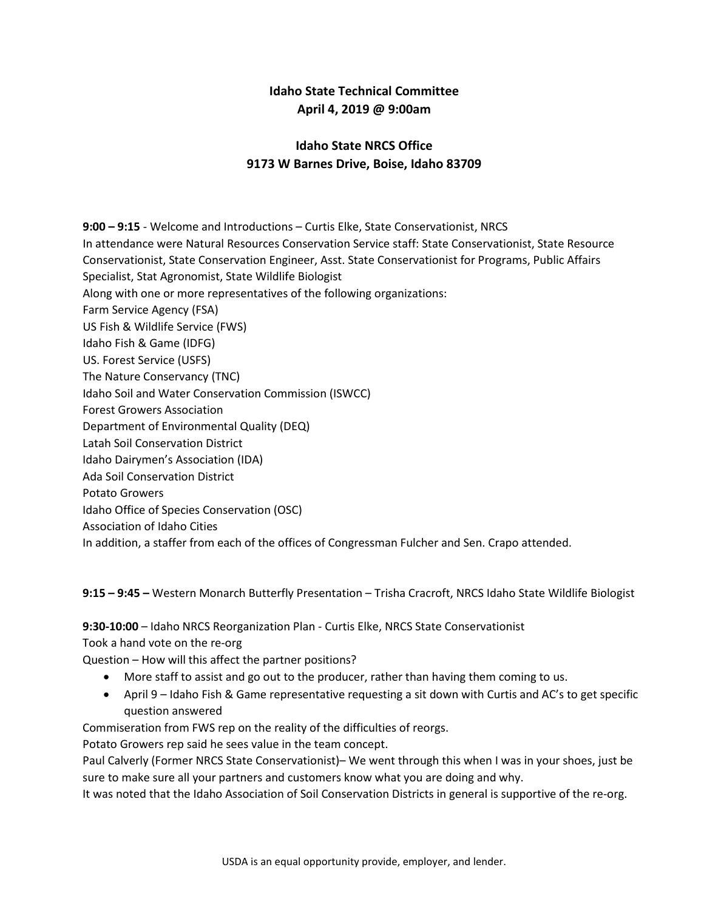# Idaho State Technical Committee
## April 4, 2019 @ 9:00am

## Idaho State NRCS Office
## 9173 W Barnes Drive, Boise, Idaho 83709

**9:00 – 9:15** - Welcome and Introductions – Curtis Elke, State Conservationist, NRCS

In attendance were Natural Resources Conservation Service staff: State Conservationist, State Resource Conservationist, State Conservation Engineer, Asst. State Conservationist for Programs, Public Affairs Specialist, Stat Agronomist, State Wildlife Biologist

Along with one or more representatives of the following organizations:

Farm Service Agency (FSA)
US Fish & Wildlife Service (FWS)
Idaho Fish & Game (IDFG)
US. Forest Service (USFS)
The Nature Conservancy (TNC)
Idaho Soil and Water Conservation Commission (ISWCC)
Forest Growers Association
Department of Environmental Quality (DEQ)
Latah Soil Conservation District
Idaho Dairymen's Association (IDA)
Ada Soil Conservation District
Potato Growers
Idaho Office of Species Conservation (OSC)
Association of Idaho Cities

In addition, a staffer from each of the offices of Congressman Fulcher and Sen. Crapo attended.

**9:15 – 9:45 –** Western Monarch Butterfly Presentation – Trisha Cracroft, NRCS Idaho State Wildlife Biologist

**9:30-10:00** – Idaho NRCS Reorganization Plan - Curtis Elke, NRCS State Conservationist

Took a hand vote on the re-org

Question – How will this affect the partner positions?

- More staff to assist and go out to the producer, rather than having them coming to us.
- April 9 – Idaho Fish & Game representative requesting a sit down with Curtis and AC's to get specific question answered

Commiseration from FWS rep on the reality of the difficulties of reorgs.

Potato Growers rep said he sees value in the team concept.

Paul Calverly (Former NRCS State Conservationist)– We went through this when I was in your shoes, just be sure to make sure all your partners and customers know what you are doing and why.

It was noted that the Idaho Association of Soil Conservation Districts in general is supportive of the re-org.

USDA is an equal opportunity provide, employer, and lender.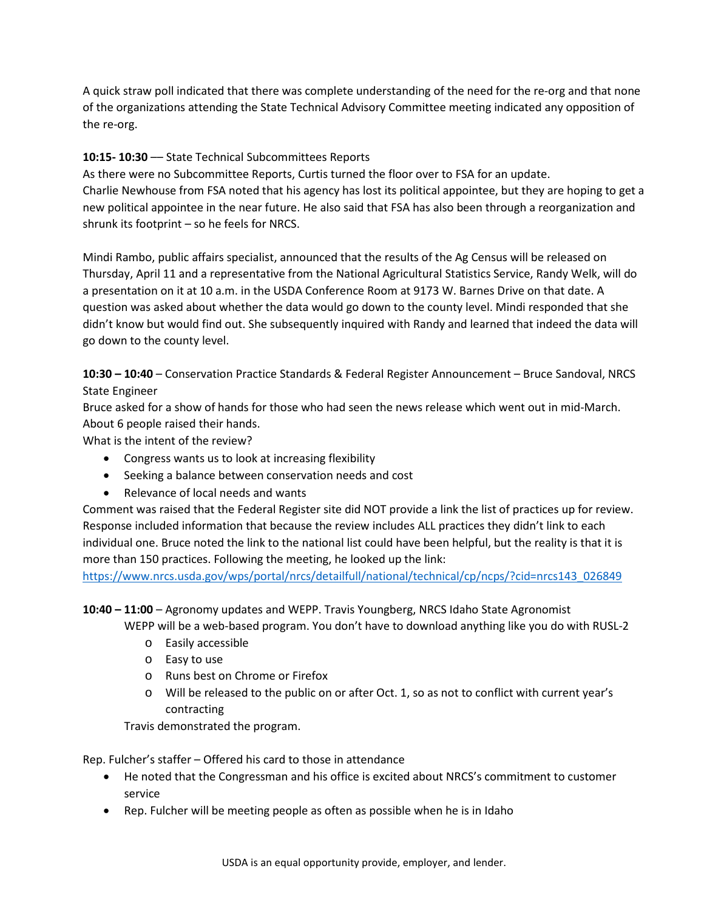A quick straw poll indicated that there was complete understanding of the need for the re-org and that none of the organizations attending the State Technical Advisory Committee meeting indicated any opposition of the re-org.

**10:15- 10:30** –– State Technical Subcommittees Reports

As there were no Subcommittee Reports, Curtis turned the floor over to FSA for an update.

Charlie Newhouse from FSA noted that his agency has lost its political appointee, but they are hoping to get a new political appointee in the near future. He also said that FSA has also been through a reorganization and shrunk its footprint – so he feels for NRCS.

Mindi Rambo, public affairs specialist, announced that the results of the Ag Census will be released on Thursday, April 11 and a representative from the National Agricultural Statistics Service, Randy Welk, will do a presentation on it at 10 a.m. in the USDA Conference Room at 9173 W. Barnes Drive on that date. A question was asked about whether the data would go down to the county level. Mindi responded that she didn't know but would find out. She subsequently inquired with Randy and learned that indeed the data will go down to the county level.

**10:30 – 10:40** – Conservation Practice Standards & Federal Register Announcement – Bruce Sandoval, NRCS State Engineer

Bruce asked for a show of hands for those who had seen the news release which went out in mid-March. About 6 people raised their hands.

What is the intent of the review?

- Congress wants us to look at increasing flexibility
- Seeking a balance between conservation needs and cost
- Relevance of local needs and wants

Comment was raised that the Federal Register site did NOT provide a link the list of practices up for review. Response included information that because the review includes ALL practices they didn't link to each individual one. Bruce noted the link to the national list could have been helpful, but the reality is that it is more than 150 practices. Following the meeting, he looked up the link: https://www.nrcs.usda.gov/wps/portal/nrcs/detailfull/national/technical/cp/ncps/?cid=nrcs143_026849

**10:40 – 11:00** – Agronomy updates and WEPP. Travis Youngberg, NRCS Idaho State Agronomist

WEPP will be a web-based program. You don't have to download anything like you do with RUSL-2

- Easily accessible
- Easy to use
- Runs best on Chrome or Firefox
- Will be released to the public on or after Oct. 1, so as not to conflict with current year's contracting

Travis demonstrated the program.

Rep. Fulcher's staffer – Offered his card to those in attendance

- He noted that the Congressman and his office is excited about NRCS's commitment to customer service
- Rep. Fulcher will be meeting people as often as possible when he is in Idaho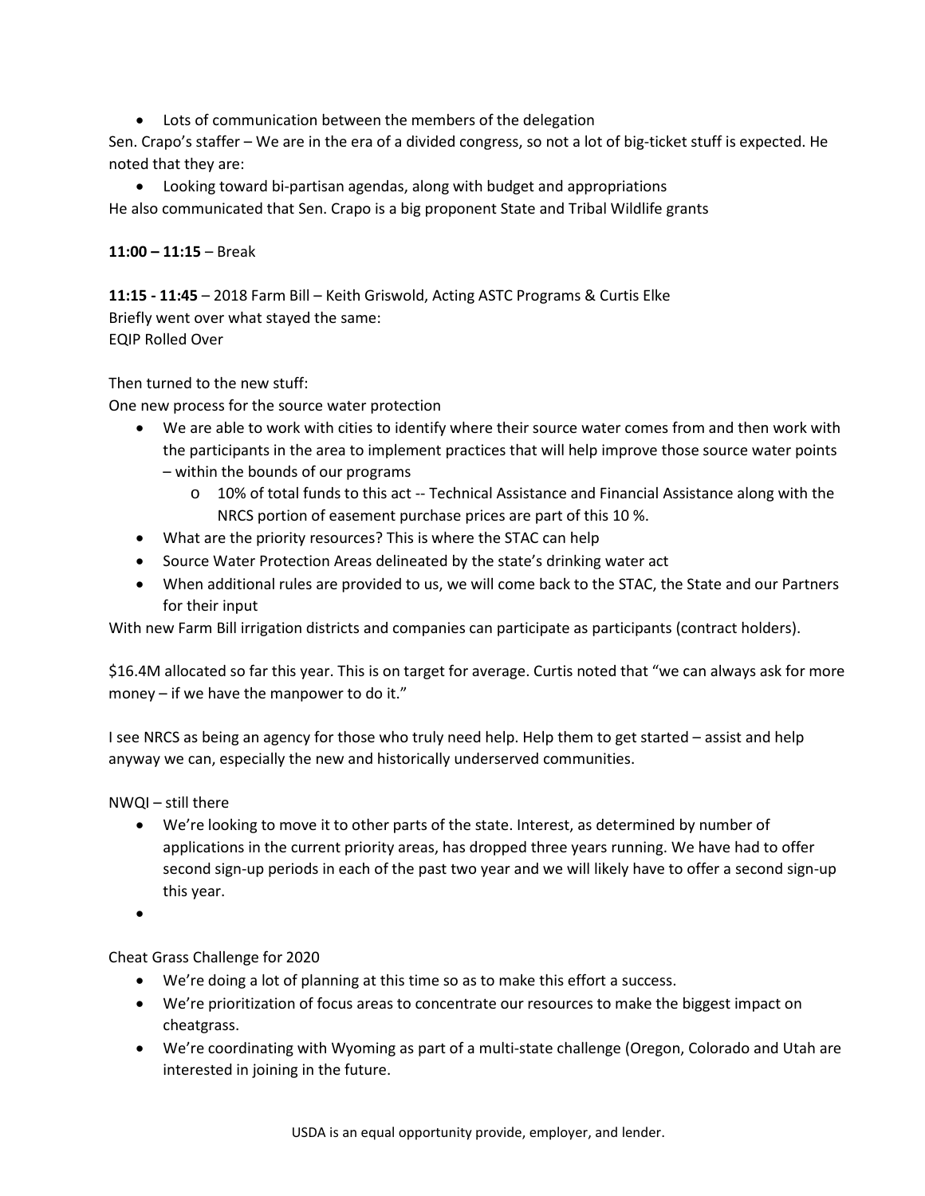- Lots of communication between the members of the delegation

Sen. Crapo's staffer – We are in the era of a divided congress, so not a lot of big-ticket stuff is expected. He noted that they are:

- Looking toward bi-partisan agendas, along with budget and appropriations

He also communicated that Sen. Crapo is a big proponent State and Tribal Wildlife grants

**11:00 – 11:15** – Break

**11:15 - 11:45** – 2018 Farm Bill – Keith Griswold, Acting ASTC Programs & Curtis Elke
Briefly went over what stayed the same:
EQIP Rolled Over

Then turned to the new stuff:
One new process for the source water protection

- We are able to work with cities to identify where their source water comes from and then work with the participants in the area to implement practices that will help improve those source water points – within the bounds of our programs
    - 10% of total funds to this act -- Technical Assistance and Financial Assistance along with the NRCS portion of easement purchase prices are part of this 10 %.
- What are the priority resources? This is where the STAC can help
- Source Water Protection Areas delineated by the state's drinking water act
- When additional rules are provided to us, we will come back to the STAC, the State and our Partners for their input

With new Farm Bill irrigation districts and companies can participate as participants (contract holders).

$16.4M allocated so far this year. This is on target for average. Curtis noted that "we can always ask for more money – if we have the manpower to do it."

I see NRCS as being an agency for those who truly need help. Help them to get started – assist and help anyway we can, especially the new and historically underserved communities.

NWQI – still there

- We're looking to move it to other parts of the state. Interest, as determined by number of applications in the current priority areas, has dropped three years running. We have had to offer second sign-up periods in each of the past two year and we will likely have to offer a second sign-up this year.
- 

Cheat Grass Challenge for 2020

- We're doing a lot of planning at this time so as to make this effort a success.
- We're prioritization of focus areas to concentrate our resources to make the biggest impact on cheatgrass.
- We're coordinating with Wyoming as part of a multi-state challenge (Oregon, Colorado and Utah are interested in joining in the future.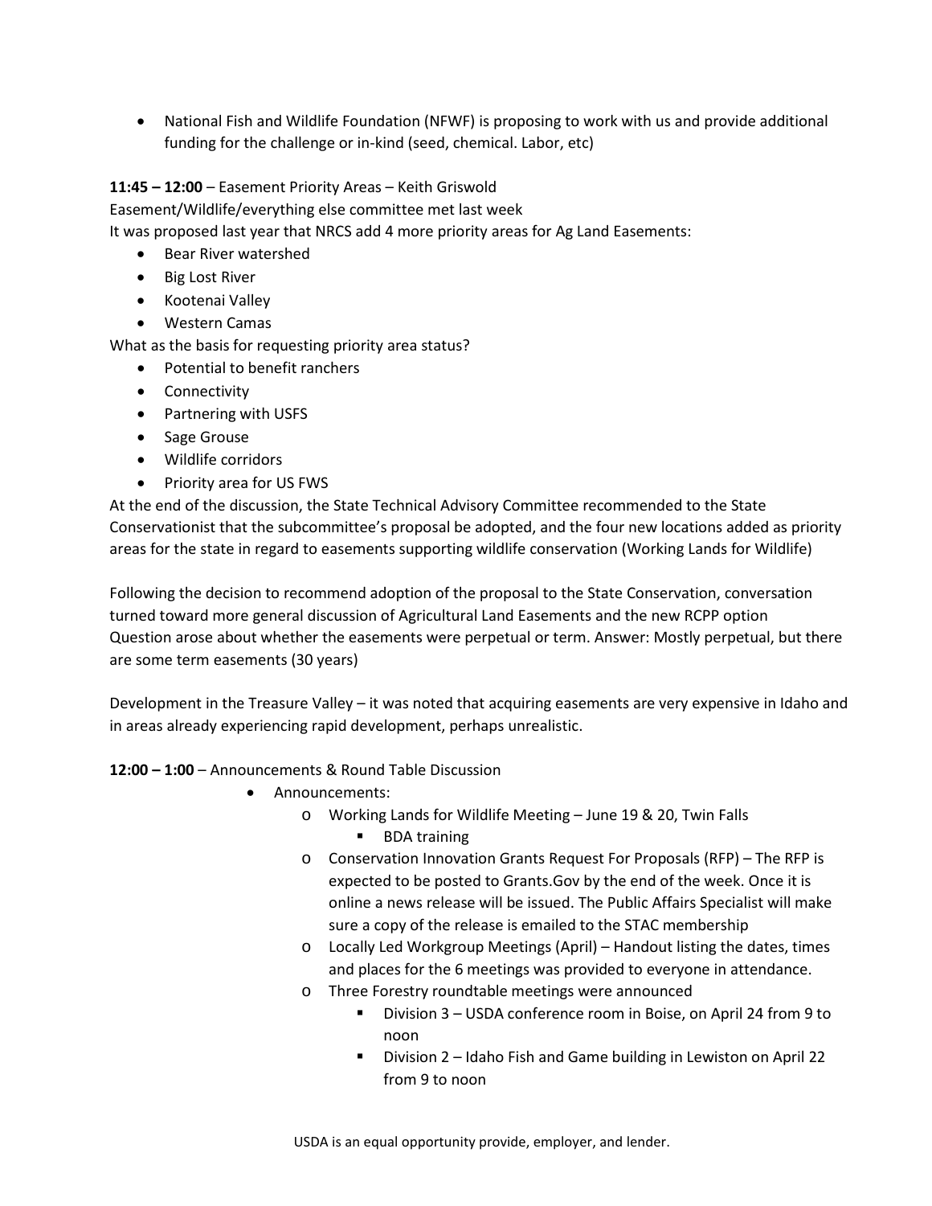- National Fish and Wildlife Foundation (NFWF) is proposing to work with us and provide additional funding for the challenge or in-kind (seed, chemical. Labor, etc)

**11:45 – 12:00** – Easement Priority Areas – Keith Griswold

Easement/Wildlife/everything else committee met last week

It was proposed last year that NRCS add 4 more priority areas for Ag Land Easements:

- Bear River watershed
- Big Lost River
- Kootenai Valley
- Western Camas

What as the basis for requesting priority area status?

- Potential to benefit ranchers
- Connectivity
- Partnering with USFS
- Sage Grouse
- Wildlife corridors
- Priority area for US FWS

At the end of the discussion, the State Technical Advisory Committee recommended to the State Conservationist that the subcommittee's proposal be adopted, and the four new locations added as priority areas for the state in regard to easements supporting wildlife conservation (Working Lands for Wildlife)

Following the decision to recommend adoption of the proposal to the State Conservation, conversation turned toward more general discussion of Agricultural Land Easements and the new RCPP option

Question arose about whether the easements were perpetual or term. Answer: Mostly perpetual, but there are some term easements (30 years)

Development in the Treasure Valley – it was noted that acquiring easements are very expensive in Idaho and in areas already experiencing rapid development, perhaps unrealistic.

**12:00 – 1:00** – Announcements & Round Table Discussion

- Announcements:
  - Working Lands for Wildlife Meeting – June 19 & 20, Twin Falls
    - BDA training
  - Conservation Innovation Grants Request For Proposals (RFP) – The RFP is expected to be posted to Grants.Gov by the end of the week. Once it is online a news release will be issued. The Public Affairs Specialist will make sure a copy of the release is emailed to the STAC membership
  - Locally Led Workgroup Meetings (April) – Handout listing the dates, times and places for the 6 meetings was provided to everyone in attendance.
  - Three Forestry roundtable meetings were announced
    - Division 3 – USDA conference room in Boise, on April 24 from 9 to noon
    - Division 2 – Idaho Fish and Game building in Lewiston on April 22 from 9 to noon

USDA is an equal opportunity provide, employer, and lender.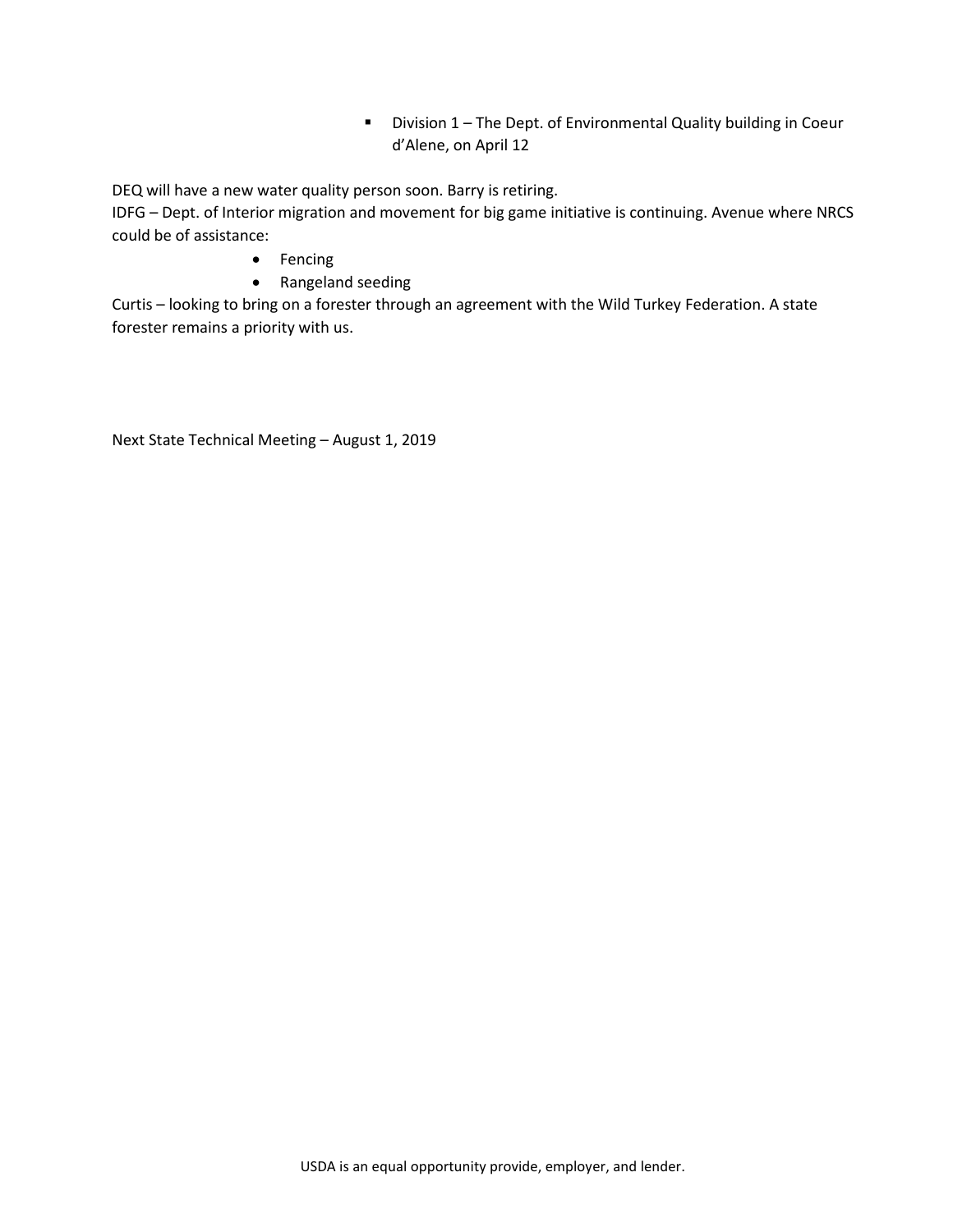- Division 1 – The Dept. of Environmental Quality building in Coeur d'Alene, on April 12

DEQ will have a new water quality person soon. Barry is retiring.

IDFG – Dept. of Interior migration and movement for big game initiative is continuing. Avenue where NRCS could be of assistance:

- Fencing
- Rangeland seeding

Curtis – looking to bring on a forester through an agreement with the Wild Turkey Federation. A state forester remains a priority with us.

Next State Technical Meeting – August 1, 2019

USDA is an equal opportunity provide, employer, and lender.